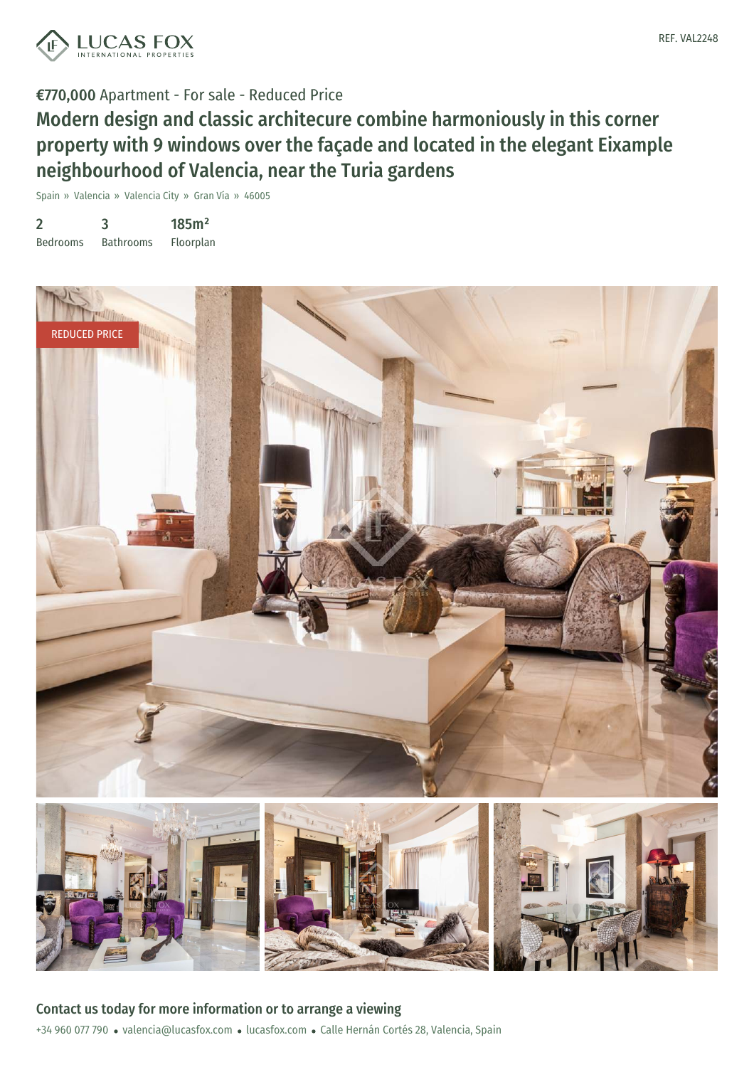REF. VAL2248

**€770,000** Apartment - For sale - Reduced Price

# Modern design and classic architecure combine harmoniously in this corner property with 9 windows over the façade and located in the elegant Eixample neighbourhood of Valencia, near the Turia gardens

Spain » Valencia » Valencia City » Gran Vía » 46005

| 2 | 3 | 185m² |
|---|---|---|
| Bedrooms | Bathrooms | Floorplan |

REDUCED PRICE

## Contact us today for more information or to arrange a viewing

+34 960 077 790 • valencia@lucasfox.com • lucasfox.com • Calle Hernán Cortés 28, Valencia, Spain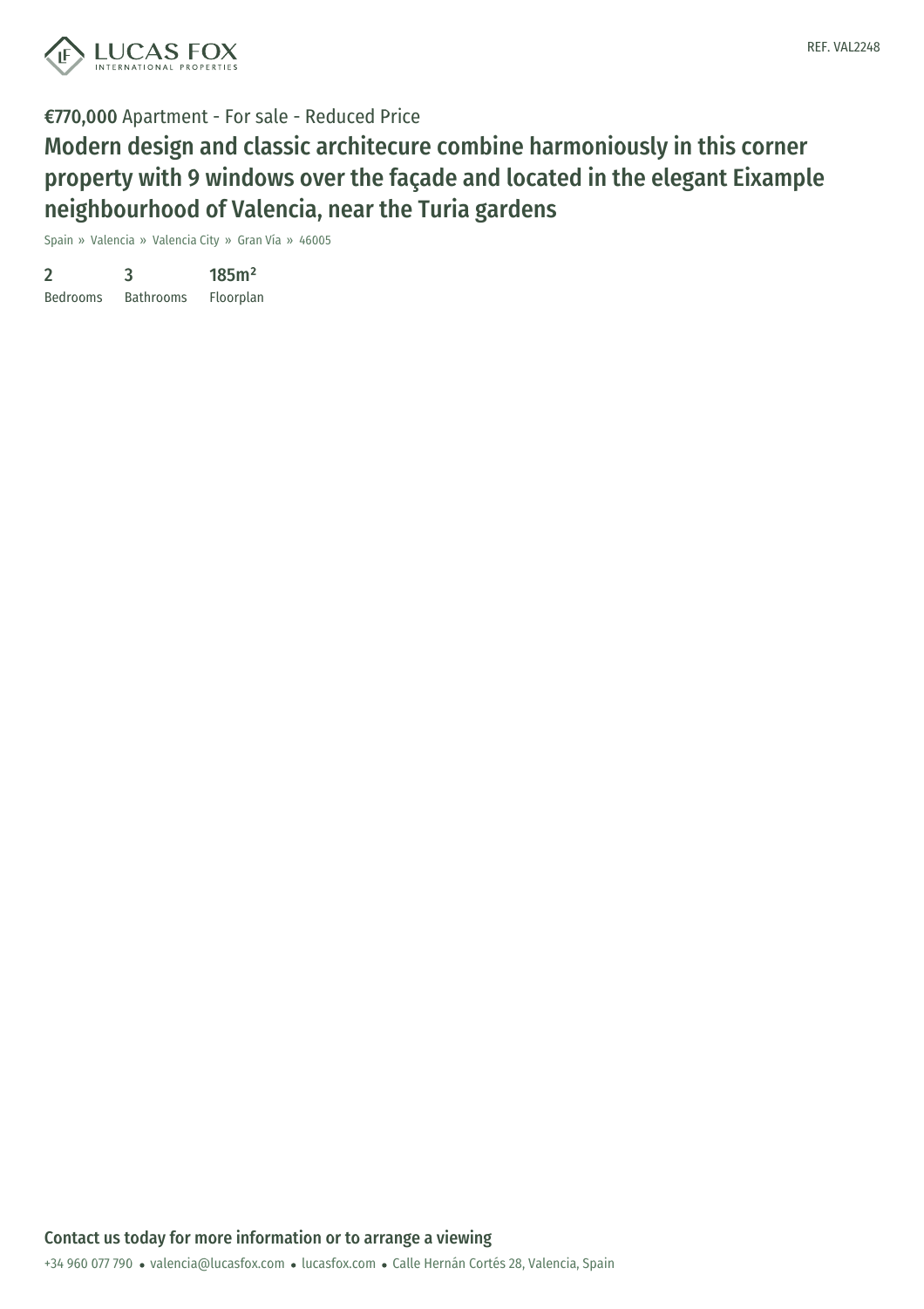**€770,000** Apartment - For sale - Reduced Price

# Modern design and classic architecure combine harmoniously in this corner property with 9 windows over the façade and located in the elegant Eixample neighbourhood of Valencia, near the Turia gardens

Spain » Valencia » Valencia City » Gran Vía » 46005

| 2 | 3 | 185m² |
| --- | --- | --- |
| Bedrooms | Bathrooms | Floorplan |

## Contact us today for more information or to arrange a viewing

+34 960 077 790 • valencia@lucasfox.com • lucasfox.com • Calle Hernán Cortés 28, Valencia, Spain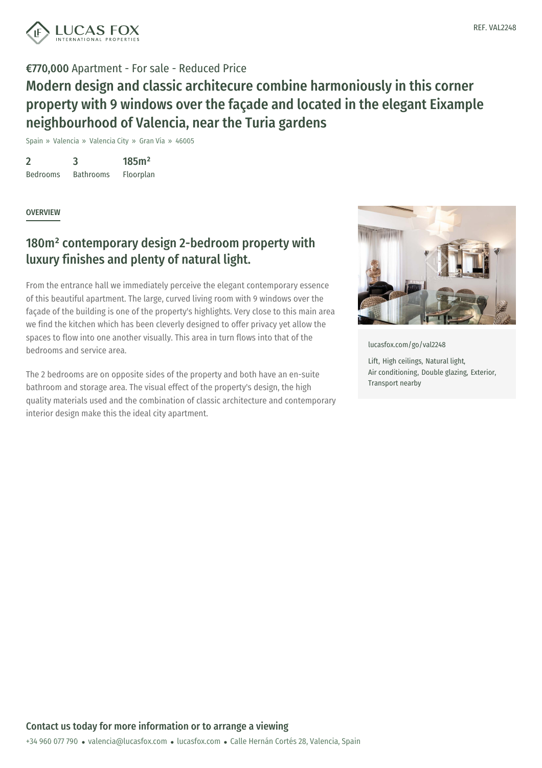REF. VAL2248

**€770,000** Apartment - For sale - Reduced Price

# Modern design and classic architecure combine harmoniously in this corner property with 9 windows over the façade and located in the elegant Eixample neighbourhood of Valencia, near the Turia gardens

Spain » Valencia » Valencia City » Gran Vía » 46005

| 2 | 3 | 185m² |
|---|---|---|
| Bedrooms | Bathrooms | Floorplan |

OVERVIEW

## 180m² contemporary design 2-bedroom property with luxury finishes and plenty of natural light.

From the entrance hall we immediately perceive the elegant contemporary essence of this beautiful apartment. The large, curved living room with 9 windows over the façade of the building is one of the property's highlights. Very close to this main area we find the kitchen which has been cleverly designed to offer privacy yet allow the spaces to flow into one another visually. This area in turn flows into that of the bedrooms and service area.

The 2 bedrooms are on opposite sides of the property and both have an en-suite bathroom and storage area. The visual effect of the property's design, the high quality materials used and the combination of classic architecture and contemporary interior design make this the ideal city apartment.

lucasfox.com/go/val2248

Lift, High ceilings, Natural light, Air conditioning, Double glazing, Exterior, Transport nearby

**Contact us today for more information or to arrange a viewing**

+34 960 077 790 • valencia@lucasfox.com • lucasfox.com • Calle Hernán Cortés 28, Valencia, Spain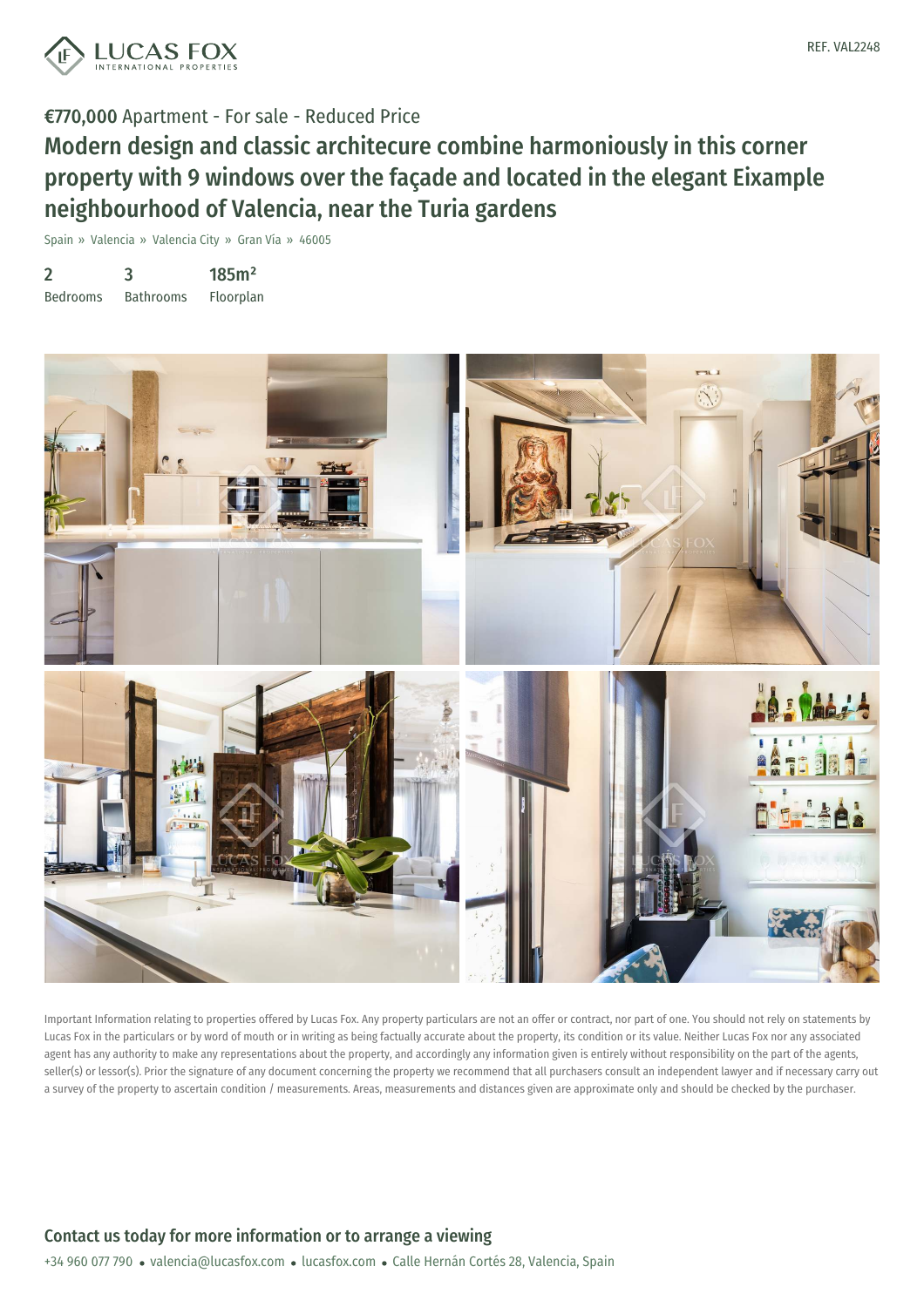REF. VAL2248

€770,000 Apartment - For sale - Reduced Price

# Modern design and classic architecure combine harmoniously in this corner property with 9 windows over the façade and located in the elegant Eixample neighbourhood of Valencia, near the Turia gardens

Spain » Valencia » Valencia City » Gran Vía » 46005

| 2 | 3 | 185m² |
| --- | --- | --- |
| Bedrooms | Bathrooms | Floorplan |

Important Information relating to properties offered by Lucas Fox. Any property particulars are not an offer or contract, nor part of one. You should not rely on statements by Lucas Fox in the particulars or by word of mouth or in writing as being factually accurate about the property, its condition or its value. Neither Lucas Fox nor any associated agent has any authority to make any representations about the property, and accordingly any information given is entirely without responsibility on the part of the agents, seller(s) or lessor(s). Prior the signature of any document concerning the property we recommend that all purchasers consult an independent lawyer and if necessary carry out a survey of the property to ascertain condition / measurements. Areas, measurements and distances given are approximate only and should be checked by the purchaser.

## Contact us today for more information or to arrange a viewing

+34 960 077 790 • valencia@lucasfox.com • lucasfox.com • Calle Hernán Cortés 28, Valencia, Spain